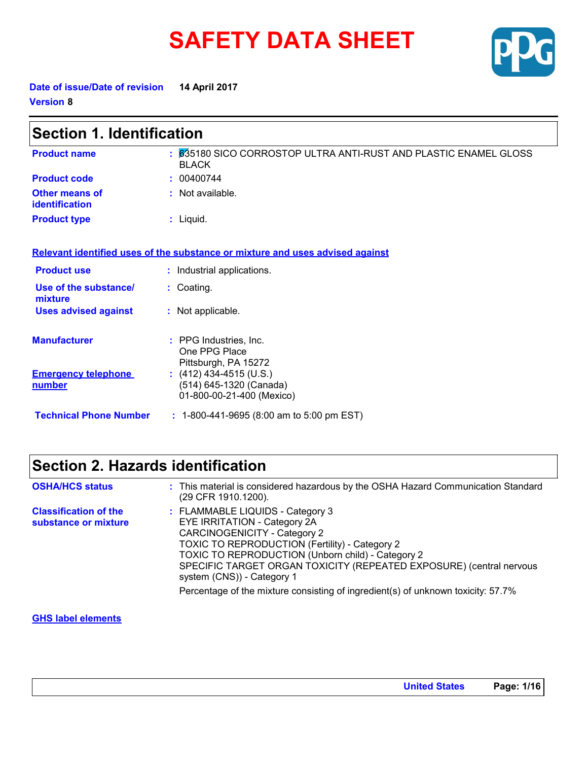# SAFETY DATA SHEET

**Date of issue/Date of revision** 14 April 2017

**Version** 8

## Section 1. Identification

| | |
|---|---|
| **Product name** | : 635180 SICO CORROSTOP ULTRA ANTI-RUST AND PLASTIC ENAMEL GLOSS BLACK |
| **Product code** | : 00400744 |
| **Other means of identification** | : Not available. |
| **Product type** | : Liquid. |

**Relevant identified uses of the substance or mixture and uses advised against**

| | |
|---|---|
| **Product use** | : Industrial applications. |
| **Use of the substance/ mixture** | : Coating. |
| **Uses advised against** | : Not applicable. |

| | |
|---|---|
| **Manufacturer** | : PPG Industries, Inc.<br>One PPG Place<br>Pittsburgh, PA 15272 |
| **Emergency telephone number** | : (412) 434-4515 (U.S.)<br>(514) 645-1320 (Canada)<br>01-800-00-21-400 (Mexico) |
| **Technical Phone Number** | : 1-800-441-9695 (8:00 am to 5:00 pm EST) |

## Section 2. Hazards identification

| | |
|---|---|
| **OSHA/HCS status** | : This material is considered hazardous by the OSHA Hazard Communication Standard (29 CFR 1910.1200). |
| **Classification of the substance or mixture** | : FLAMMABLE LIQUIDS - Category 3<br>EYE IRRITATION - Category 2A<br>CARCINOGENICITY - Category 2<br>TOXIC TO REPRODUCTION (Fertility) - Category 2<br>TOXIC TO REPRODUCTION (Unborn child) - Category 2<br>SPECIFIC TARGET ORGAN TOXICITY (REPEATED EXPOSURE) (central nervous system (CNS)) - Category 1<br><br>Percentage of the mixture consisting of ingredient(s) of unknown toxicity: 57.7% |

**GHS label elements**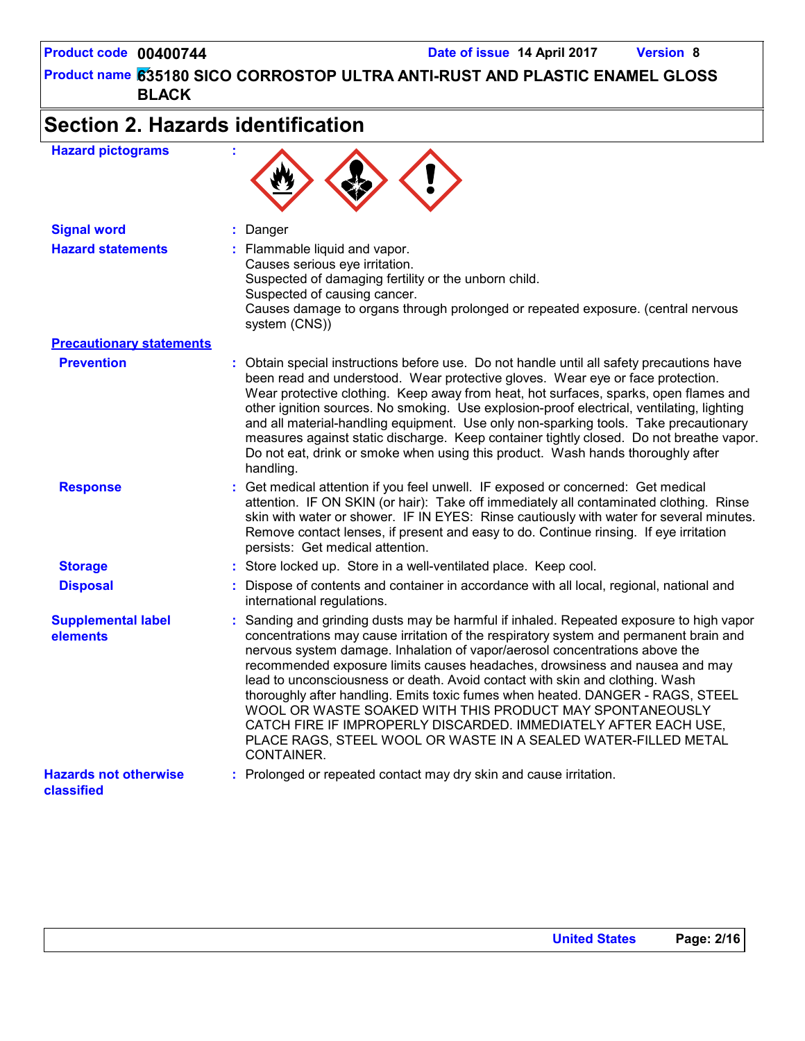## Section 2. Hazards identification

| | |
|---|---|
| **Hazard pictograms** | : |
| **Signal word** | : Danger |
| **Hazard statements** | : Flammable liquid and vapor.<br>Causes serious eye irritation.<br>Suspected of damaging fertility or the unborn child.<br>Suspected of causing cancer.<br>Causes damage to organs through prolonged or repeated exposure. (central nervous system (CNS)) |

**Precautionary statements**

| | |
|---|---|
| **Prevention** | : Obtain special instructions before use. Do not handle until all safety precautions have been read and understood. Wear protective gloves. Wear eye or face protection. Wear protective clothing. Keep away from heat, hot surfaces, sparks, open flames and other ignition sources. No smoking. Use explosion-proof electrical, ventilating, lighting and all material-handling equipment. Use only non-sparking tools. Take precautionary measures against static discharge. Keep container tightly closed. Do not breathe vapor. Do not eat, drink or smoke when using this product. Wash hands thoroughly after handling. |
| **Response** | : Get medical attention if you feel unwell. IF exposed or concerned: Get medical attention. IF ON SKIN (or hair): Take off immediately all contaminated clothing. Rinse skin with water or shower. IF IN EYES: Rinse cautiously with water for several minutes. Remove contact lenses, if present and easy to do. Continue rinsing. If eye irritation persists: Get medical attention. |
| **Storage** | : Store locked up. Store in a well-ventilated place. Keep cool. |
| **Disposal** | : Dispose of contents and container in accordance with all local, regional, national and international regulations. |
| **Supplemental label elements** | : Sanding and grinding dusts may be harmful if inhaled. Repeated exposure to high vapor concentrations may cause irritation of the respiratory system and permanent brain and nervous system damage. Inhalation of vapor/aerosol concentrations above the recommended exposure limits causes headaches, drowsiness and nausea and may lead to unconsciousness or death. Avoid contact with skin and clothing. Wash thoroughly after handling. Emits toxic fumes when heated. DANGER - RAGS, STEEL WOOL OR WASTE SOAKED WITH THIS PRODUCT MAY SPONTANEOUSLY CATCH FIRE IF IMPROPERLY DISCARDED. IMMEDIATELY AFTER EACH USE, PLACE RAGS, STEEL WOOL OR WASTE IN A SEALED WATER-FILLED METAL CONTAINER. |
| **Hazards not otherwise classified** | : Prolonged or repeated contact may dry skin and cause irritation. |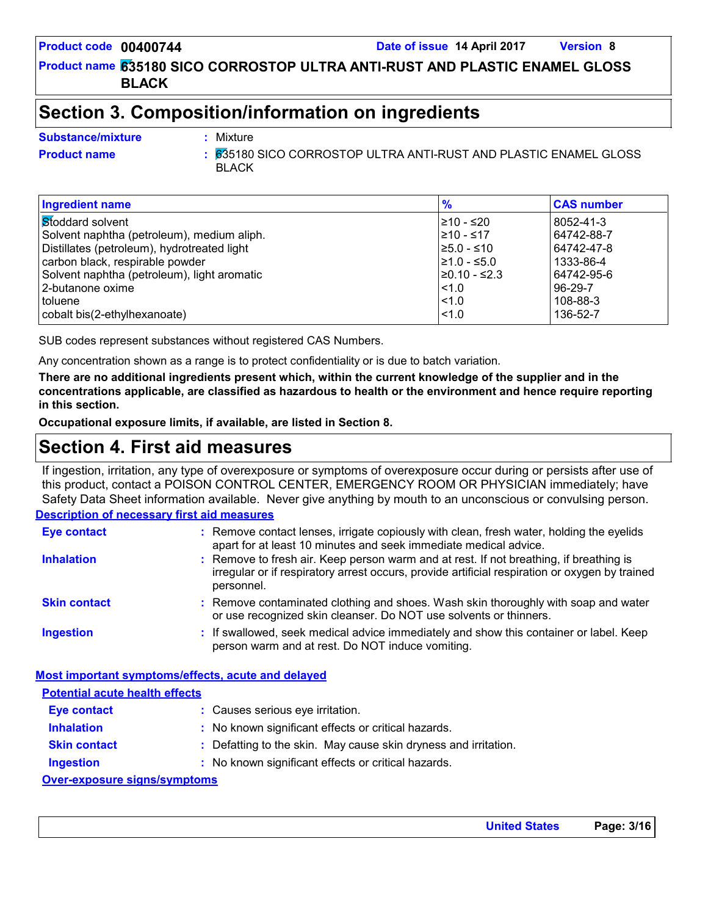## Section 3. Composition/information on ingredients

**Substance/mixture** : Mixture

**Product name** : 635180 SICO CORROSTOP ULTRA ANTI-RUST AND PLASTIC ENAMEL GLOSS BLACK

| Ingredient name | % | CAS number |
|---|---|---|
| Stoddard solvent | ≥10 - ≤20 | 8052-41-3 |
| Solvent naphtha (petroleum), medium aliph. | ≥10 - ≤17 | 64742-88-7 |
| Distillates (petroleum), hydrotreated light | ≥5.0 - ≤10 | 64742-47-8 |
| carbon black, respirable powder | ≥1.0 - ≤5.0 | 1333-86-4 |
| Solvent naphtha (petroleum), light aromatic | ≥0.10 - ≤2.3 | 64742-95-6 |
| 2-butanone oxime | <1.0 | 96-29-7 |
| toluene | <1.0 | 108-88-3 |
| cobalt bis(2-ethylhexanoate) | <1.0 | 136-52-7 |

SUB codes represent substances without registered CAS Numbers.

Any concentration shown as a range is to protect confidentiality or is due to batch variation.

**There are no additional ingredients present which, within the current knowledge of the supplier and in the concentrations applicable, are classified as hazardous to health or the environment and hence require reporting in this section.**

**Occupational exposure limits, if available, are listed in Section 8.**

## Section 4. First aid measures

If ingestion, irritation, any type of overexposure or symptoms of overexposure occur during or persists after use of this product, contact a POISON CONTROL CENTER, EMERGENCY ROOM OR PHYSICIAN immediately; have Safety Data Sheet information available. Never give anything by mouth to an unconscious or convulsing person.

### Description of necessary first aid measures

**Eye contact** : Remove contact lenses, irrigate copiously with clean, fresh water, holding the eyelids apart for at least 10 minutes and seek immediate medical advice.

**Inhalation** : Remove to fresh air. Keep person warm and at rest. If not breathing, if breathing is irregular or if respiratory arrest occurs, provide artificial respiration or oxygen by trained personnel.

**Skin contact** : Remove contaminated clothing and shoes. Wash skin thoroughly with soap and water or use recognized skin cleanser. Do NOT use solvents or thinners.

**Ingestion** : If swallowed, seek medical advice immediately and show this container or label. Keep person warm and at rest. Do NOT induce vomiting.

### Most important symptoms/effects, acute and delayed

#### Potential acute health effects

**Eye contact** : Causes serious eye irritation.

**Inhalation** : No known significant effects or critical hazards.

**Skin contact** : Defatting to the skin. May cause skin dryness and irritation.

**Ingestion** : No known significant effects or critical hazards.

#### Over-exposure signs/symptoms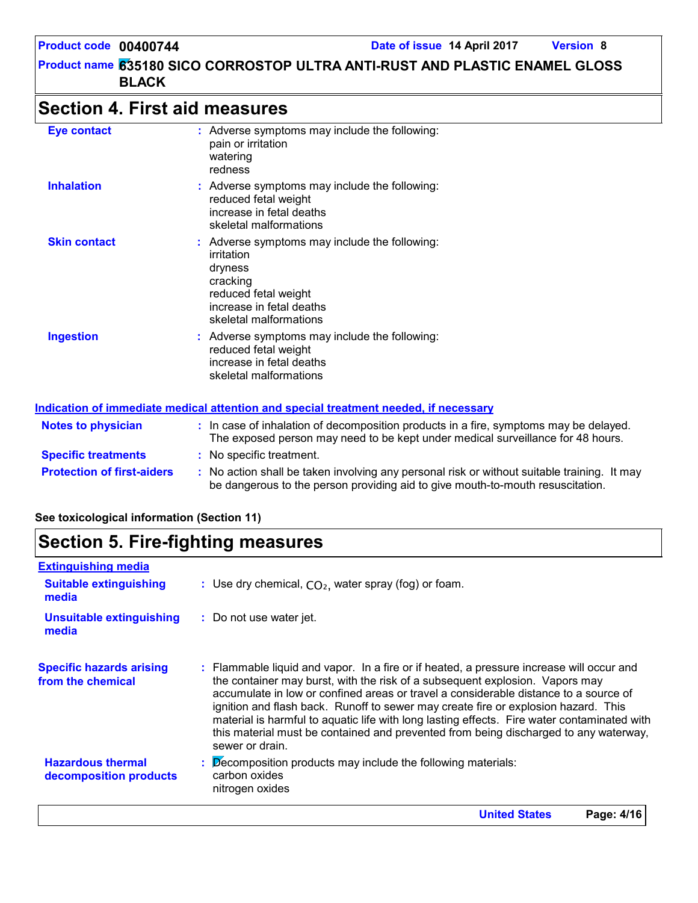## Section 4. First aid measures

**Eye contact** : Adverse symptoms may include the following:
pain or irritation
watering
redness

**Inhalation** : Adverse symptoms may include the following:
reduced fetal weight
increase in fetal deaths
skeletal malformations

**Skin contact** : Adverse symptoms may include the following:
irritation
dryness
cracking
reduced fetal weight
increase in fetal deaths
skeletal malformations

**Ingestion** : Adverse symptoms may include the following:
reduced fetal weight
increase in fetal deaths
skeletal malformations

### Indication of immediate medical attention and special treatment needed, if necessary

**Notes to physician** : In case of inhalation of decomposition products in a fire, symptoms may be delayed. The exposed person may need to be kept under medical surveillance for 48 hours.

**Specific treatments** : No specific treatment.

**Protection of first-aiders** : No action shall be taken involving any personal risk or without suitable training. It may be dangerous to the person providing aid to give mouth-to-mouth resuscitation.

**See toxicological information (Section 11)**

## Section 5. Fire-fighting measures

### Extinguishing media

**Suitable extinguishing media** : Use dry chemical, $CO_2$, water spray (fog) or foam.

**Unsuitable extinguishing media** : Do not use water jet.

**Specific hazards arising from the chemical** : Flammable liquid and vapor. In a fire or if heated, a pressure increase will occur and the container may burst, with the risk of a subsequent explosion. Vapors may accumulate in low or confined areas or travel a considerable distance to a source of ignition and flash back. Runoff to sewer may create fire or explosion hazard. This material is harmful to aquatic life with long lasting effects. Fire water contaminated with this material must be contained and prevented from being discharged to any waterway, sewer or drain.

**Hazardous thermal decomposition products** : Decomposition products may include the following materials:
carbon oxides
nitrogen oxides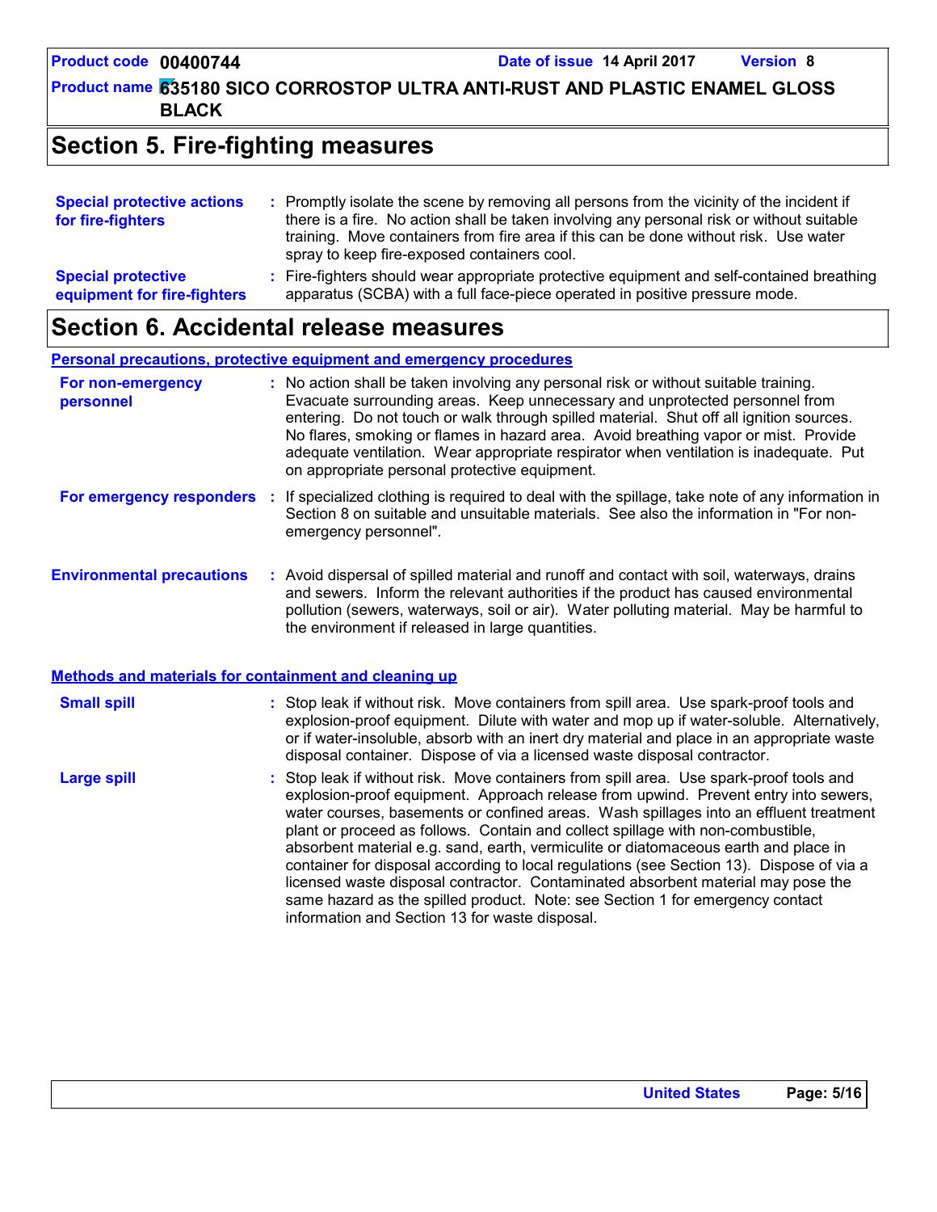## Section 5. Fire-fighting measures

**Special protective actions for fire-fighters** : Promptly isolate the scene by removing all persons from the vicinity of the incident if there is a fire. No action shall be taken involving any personal risk or without suitable training. Move containers from fire area if this can be done without risk. Use water spray to keep fire-exposed containers cool.

**Special protective equipment for fire-fighters** : Fire-fighters should wear appropriate protective equipment and self-contained breathing apparatus (SCBA) with a full face-piece operated in positive pressure mode.

## Section 6. Accidental release measures

### Personal precautions, protective equipment and emergency procedures

**For non-emergency personnel** : No action shall be taken involving any personal risk or without suitable training. Evacuate surrounding areas. Keep unnecessary and unprotected personnel from entering. Do not touch or walk through spilled material. Shut off all ignition sources. No flares, smoking or flames in hazard area. Avoid breathing vapor or mist. Provide adequate ventilation. Wear appropriate respirator when ventilation is inadequate. Put on appropriate personal protective equipment.

**For emergency responders** : If specialized clothing is required to deal with the spillage, take note of any information in Section 8 on suitable and unsuitable materials. See also the information in "For non-emergency personnel".

**Environmental precautions** : Avoid dispersal of spilled material and runoff and contact with soil, waterways, drains and sewers. Inform the relevant authorities if the product has caused environmental pollution (sewers, waterways, soil or air). Water polluting material. May be harmful to the environment if released in large quantities.

### Methods and materials for containment and cleaning up

**Small spill** : Stop leak if without risk. Move containers from spill area. Use spark-proof tools and explosion-proof equipment. Dilute with water and mop up if water-soluble. Alternatively, or if water-insoluble, absorb with an inert dry material and place in an appropriate waste disposal container. Dispose of via a licensed waste disposal contractor.

**Large spill** : Stop leak if without risk. Move containers from spill area. Use spark-proof tools and explosion-proof equipment. Approach release from upwind. Prevent entry into sewers, water courses, basements or confined areas. Wash spillages into an effluent treatment plant or proceed as follows. Contain and collect spillage with non-combustible, absorbent material e.g. sand, earth, vermiculite or diatomaceous earth and place in container for disposal according to local regulations (see Section 13). Dispose of via a licensed waste disposal contractor. Contaminated absorbent material may pose the same hazard as the spilled product. Note: see Section 1 for emergency contact information and Section 13 for waste disposal.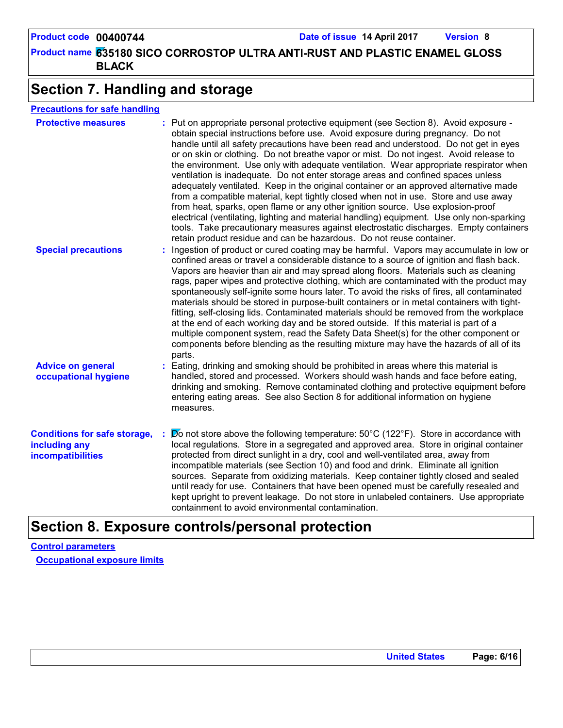## Section 7. Handling and storage

### Precautions for safe handling

**Protective measures** : Put on appropriate personal protective equipment (see Section 8). Avoid exposure - obtain special instructions before use. Avoid exposure during pregnancy. Do not handle until all safety precautions have been read and understood. Do not get in eyes or on skin or clothing. Do not breathe vapor or mist. Do not ingest. Avoid release to the environment. Use only with adequate ventilation. Wear appropriate respirator when ventilation is inadequate. Do not enter storage areas and confined spaces unless adequately ventilated. Keep in the original container or an approved alternative made from a compatible material, kept tightly closed when not in use. Store and use away from heat, sparks, open flame or any other ignition source. Use explosion-proof electrical (ventilating, lighting and material handling) equipment. Use only non-sparking tools. Take precautionary measures against electrostatic discharges. Empty containers retain product residue and can be hazardous. Do not reuse container.

**Special precautions** : Ingestion of product or cured coating may be harmful. Vapors may accumulate in low or confined areas or travel a considerable distance to a source of ignition and flash back. Vapors are heavier than air and may spread along floors. Materials such as cleaning rags, paper wipes and protective clothing, which are contaminated with the product may spontaneously self-ignite some hours later. To avoid the risks of fires, all contaminated materials should be stored in purpose-built containers or in metal containers with tight-fitting, self-closing lids. Contaminated materials should be removed from the workplace at the end of each working day and be stored outside. If this material is part of a multiple component system, read the Safety Data Sheet(s) for the other component or components before blending as the resulting mixture may have the hazards of all of its parts.

**Advice on general occupational hygiene** : Eating, drinking and smoking should be prohibited in areas where this material is handled, stored and processed. Workers should wash hands and face before eating, drinking and smoking. Remove contaminated clothing and protective equipment before entering eating areas. See also Section 8 for additional information on hygiene measures.

**Conditions for safe storage, including any incompatibilities** : Do not store above the following temperature: 50°C (122°F). Store in accordance with local regulations. Store in a segregated and approved area. Store in original container protected from direct sunlight in a dry, cool and well-ventilated area, away from incompatible materials (see Section 10) and food and drink. Eliminate all ignition sources. Separate from oxidizing materials. Keep container tightly closed and sealed until ready for use. Containers that have been opened must be carefully resealed and kept upright to prevent leakage. Do not store in unlabeled containers. Use appropriate containment to avoid environmental contamination.

## Section 8. Exposure controls/personal protection

### Control parameters

#### Occupational exposure limits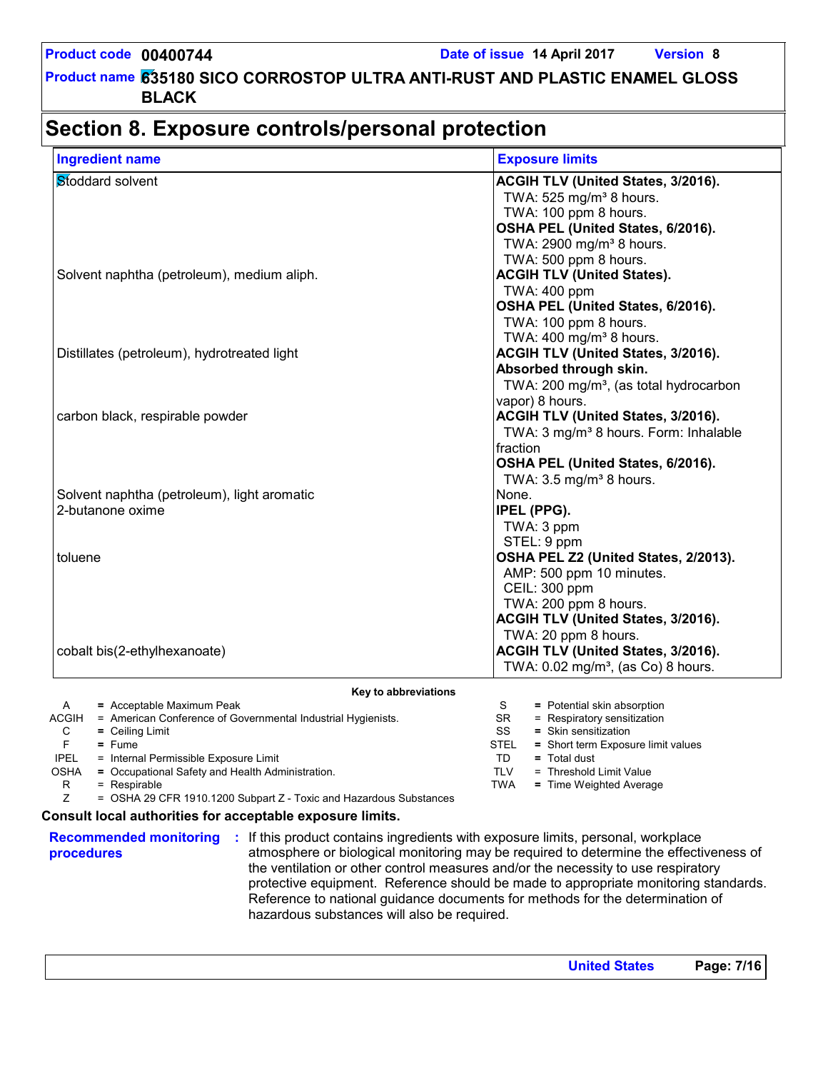# Section 8. Exposure controls/personal protection

| Ingredient name | Exposure limits |
|---|---|
| Stoddard solvent | **ACGIH TLV (United States, 3/2016).**<br>TWA: 525 mg/m³ 8 hours.<br>TWA: 100 ppm 8 hours.<br>**OSHA PEL (United States, 6/2016).**<br>TWA: 2900 mg/m³ 8 hours.<br>TWA: 500 ppm 8 hours. |
| Solvent naphtha (petroleum), medium aliph. | **ACGIH TLV (United States).**<br>TWA: 400 ppm<br>**OSHA PEL (United States, 6/2016).**<br>TWA: 100 ppm 8 hours.<br>TWA: 400 mg/m³ 8 hours. |
| Distillates (petroleum), hydrotreated light | **ACGIH TLV (United States, 3/2016).**<br>**Absorbed through skin.**<br>TWA: 200 mg/m³, (as total hydrocarbon vapor) 8 hours. |
| carbon black, respirable powder | **ACGIH TLV (United States, 3/2016).**<br>TWA: 3 mg/m³ 8 hours. Form: Inhalable fraction<br>**OSHA PEL (United States, 6/2016).**<br>TWA: 3.5 mg/m³ 8 hours. |
| Solvent naphtha (petroleum), light aromatic | None. |
| 2-butanone oxime | **IPEL (PPG).**<br>TWA: 3 ppm<br>STEL: 9 ppm |
| toluene | **OSHA PEL Z2 (United States, 2/2013).**<br>AMP: 500 ppm 10 minutes.<br>CEIL: 300 ppm<br>TWA: 200 ppm 8 hours.<br>**ACGIH TLV (United States, 3/2016).**<br>TWA: 20 ppm 8 hours. |
| cobalt bis(2-ethylhexanoate) | **ACGIH TLV (United States, 3/2016).**<br>TWA: 0.02 mg/m³, (as Co) 8 hours. |

**Key to abbreviations**

| | | | | |
|---|---|---|---|---|
| A | = Acceptable Maximum Peak | | S | = Potential skin absorption |
| ACGIH | = American Conference of Governmental Industrial Hygienists. | | SR | = Respiratory sensitization |
| C | = Ceiling Limit | | SS | = Skin sensitization |
| F | = Fume | | STEL | = Short term Exposure limit values |
| IPEL | = Internal Permissible Exposure Limit | | TD | = Total dust |
| OSHA | = Occupational Safety and Health Administration. | | TLV | = Threshold Limit Value |
| R | = Respirable | | TWA | = Time Weighted Average |
| Z | = OSHA 29 CFR 1910.1200 Subpart Z - Toxic and Hazardous Substances | | | |

**Consult local authorities for acceptable exposure limits.**

**Recommended monitoring procedures** : If this product contains ingredients with exposure limits, personal, workplace atmosphere or biological monitoring may be required to determine the effectiveness of the ventilation or other control measures and/or the necessity to use respiratory protective equipment. Reference should be made to appropriate monitoring standards. Reference to national guidance documents for methods for the determination of hazardous substances will also be required.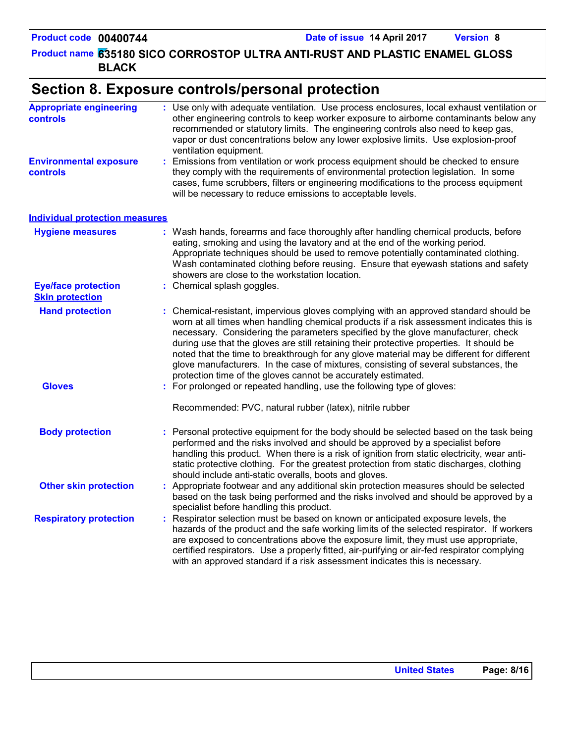# Section 8. Exposure controls/personal protection

**Appropriate engineering controls** : Use only with adequate ventilation. Use process enclosures, local exhaust ventilation or other engineering controls to keep worker exposure to airborne contaminants below any recommended or statutory limits. The engineering controls also need to keep gas, vapor or dust concentrations below any lower explosive limits. Use explosion-proof ventilation equipment.

**Environmental exposure controls** : Emissions from ventilation or work process equipment should be checked to ensure they comply with the requirements of environmental protection legislation. In some cases, fume scrubbers, filters or engineering modifications to the process equipment will be necessary to reduce emissions to acceptable levels.

## Individual protection measures

**Hygiene measures** : Wash hands, forearms and face thoroughly after handling chemical products, before eating, smoking and using the lavatory and at the end of the working period. Appropriate techniques should be used to remove potentially contaminated clothing. Wash contaminated clothing before reusing. Ensure that eyewash stations and safety showers are close to the workstation location.

**Eye/face protection** : Chemical splash goggles.

### Skin protection

**Hand protection** : Chemical-resistant, impervious gloves complying with an approved standard should be worn at all times when handling chemical products if a risk assessment indicates this is necessary. Considering the parameters specified by the glove manufacturer, check during use that the gloves are still retaining their protective properties. It should be noted that the time to breakthrough for any glove material may be different for different glove manufacturers. In the case of mixtures, consisting of several substances, the protection time of the gloves cannot be accurately estimated.

**Gloves** : For prolonged or repeated handling, use the following type of gloves:

Recommended: PVC, natural rubber (latex), nitrile rubber

**Body protection** : Personal protective equipment for the body should be selected based on the task being performed and the risks involved and should be approved by a specialist before handling this product. When there is a risk of ignition from static electricity, wear anti-static protective clothing. For the greatest protection from static discharges, clothing should include anti-static overalls, boots and gloves.

**Other skin protection** : Appropriate footwear and any additional skin protection measures should be selected based on the task being performed and the risks involved and should be approved by a specialist before handling this product.

**Respiratory protection** : Respirator selection must be based on known or anticipated exposure levels, the hazards of the product and the safe working limits of the selected respirator. If workers are exposed to concentrations above the exposure limit, they must use appropriate, certified respirators. Use a properly fitted, air-purifying or air-fed respirator complying with an approved standard if a risk assessment indicates this is necessary.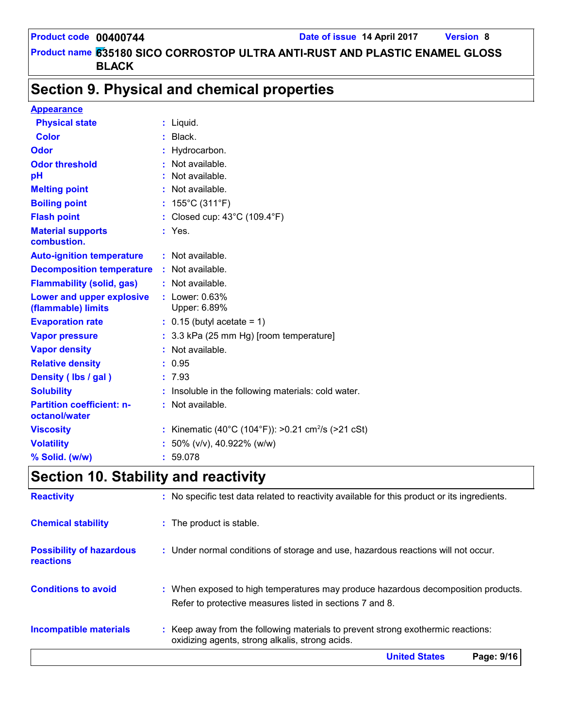# Section 9. Physical and chemical properties

**Appearance**

| | |
|---|---|
| **Physical state** | : Liquid. |
| **Color** | : Black. |
| **Odor** | : Hydrocarbon. |
| **Odor threshold** | : Not available. |
| **pH** | : Not available. |
| **Melting point** | : Not available. |
| **Boiling point** | : 155°C (311°F) |
| **Flash point** | : Closed cup: 43°C (109.4°F) |
| **Material supports combustion.** | : Yes. |
| **Auto-ignition temperature** | : Not available. |
| **Decomposition temperature** | : Not available. |
| **Flammability (solid, gas)** | : Not available. |
| **Lower and upper explosive (flammable) limits** | : Lower: 0.63%<br>Upper: 6.89% |
| **Evaporation rate** | : 0.15 (butyl acetate = 1) |
| **Vapor pressure** | : 3.3 kPa (25 mm Hg) [room temperature] |
| **Vapor density** | : Not available. |
| **Relative density** | : 0.95 |
| **Density ( lbs / gal )** | : 7.93 |
| **Solubility** | : Insoluble in the following materials: cold water. |
| **Partition coefficient: n-octanol/water** | : Not available. |
| **Viscosity** | : Kinematic (40°C (104°F)): >0.21 $cm^2/s$ (>21 cSt) |
| **Volatility** | : 50% (v/v), 40.922% (w/w) |
| **% Solid. (w/w)** | : 59.078 |

# Section 10. Stability and reactivity

| | |
|---|---|
| **Reactivity** | : No specific test data related to reactivity available for this product or its ingredients. |
| **Chemical stability** | : The product is stable. |
| **Possibility of hazardous reactions** | : Under normal conditions of storage and use, hazardous reactions will not occur. |
| **Conditions to avoid** | : When exposed to high temperatures may produce hazardous decomposition products.<br>Refer to protective measures listed in sections 7 and 8. |
| **Incompatible materials** | : Keep away from the following materials to prevent strong exothermic reactions: oxidizing agents, strong alkalis, strong acids. |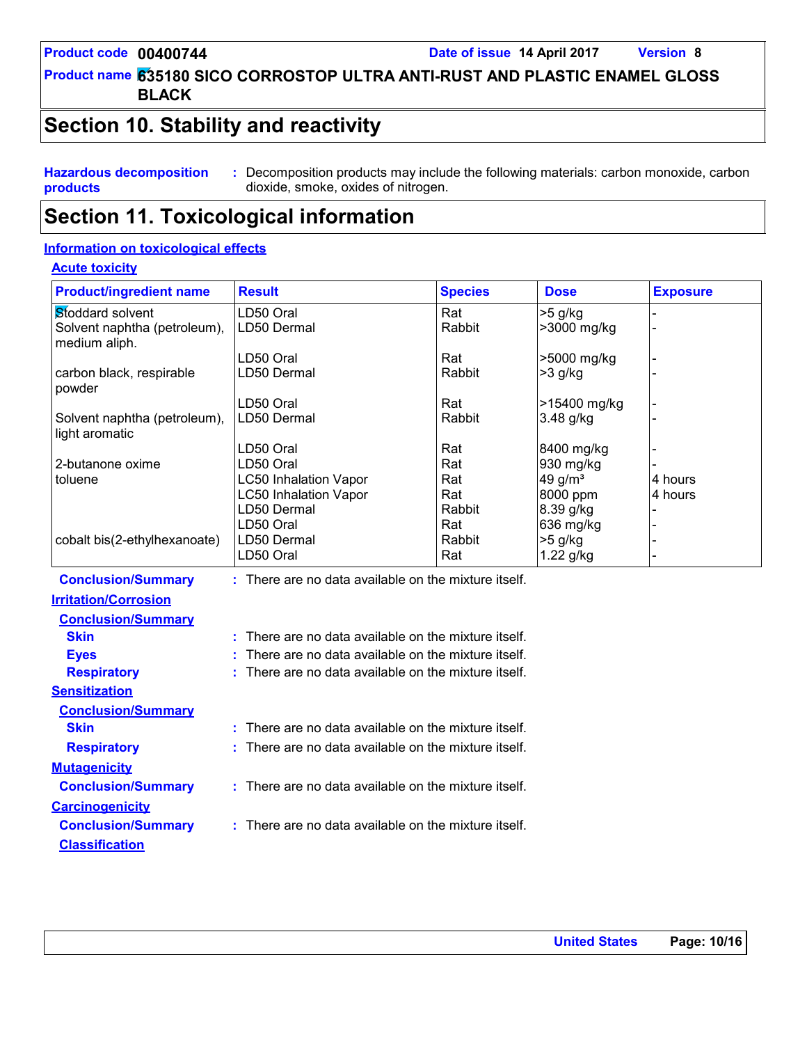Product code 00400744 | Date of issue 14 April 2017 | Version 8

Product name 635180 SICO CORROSTOP ULTRA ANTI-RUST AND PLASTIC ENAMEL GLOSS BLACK

# Section 10. Stability and reactivity

**Hazardous decomposition products** : Decomposition products may include the following materials: carbon monoxide, carbon dioxide, smoke, oxides of nitrogen.

# Section 11. Toxicological information

## Information on toxicological effects

### Acute toxicity

| Product/ingredient name | Result | Species | Dose | Exposure |
|---|---|---|---|---|
| Stoddard solvent | LD50 Oral | Rat | >5 g/kg | - |
| Solvent naphtha (petroleum), medium aliph. | LD50 Dermal | Rabbit | >3000 mg/kg | - |
| | LD50 Oral | Rat | >5000 mg/kg | - |
| carbon black, respirable powder | LD50 Dermal | Rabbit | >3 g/kg | - |
| | LD50 Oral | Rat | >15400 mg/kg | - |
| Solvent naphtha (petroleum), light aromatic | LD50 Dermal | Rabbit | 3.48 g/kg | - |
| | LD50 Oral | Rat | 8400 mg/kg | - |
| 2-butanone oxime | LD50 Oral | Rat | 930 mg/kg | - |
| toluene | LC50 Inhalation Vapor | Rat | 49 g/m³ | 4 hours |
| | LC50 Inhalation Vapor | Rat | 8000 ppm | 4 hours |
| | LD50 Dermal | Rabbit | 8.39 g/kg | - |
| | LD50 Oral | Rat | 636 mg/kg | - |
| cobalt bis(2-ethylhexanoate) | LD50 Dermal | Rabbit | >5 g/kg | - |
| | LD50 Oral | Rat | 1.22 g/kg | - |

**Conclusion/Summary** : There are no data available on the mixture itself.

### Irritation/Corrosion

**Conclusion/Summary**

**Skin** : There are no data available on the mixture itself.

**Eyes** : There are no data available on the mixture itself.

**Respiratory** : There are no data available on the mixture itself.

### Sensitization

**Conclusion/Summary**

**Skin** : There are no data available on the mixture itself.

**Respiratory** : There are no data available on the mixture itself.

### Mutagenicity

**Conclusion/Summary** : There are no data available on the mixture itself.

### Carcinogenicity

**Conclusion/Summary** : There are no data available on the mixture itself.

**Classification**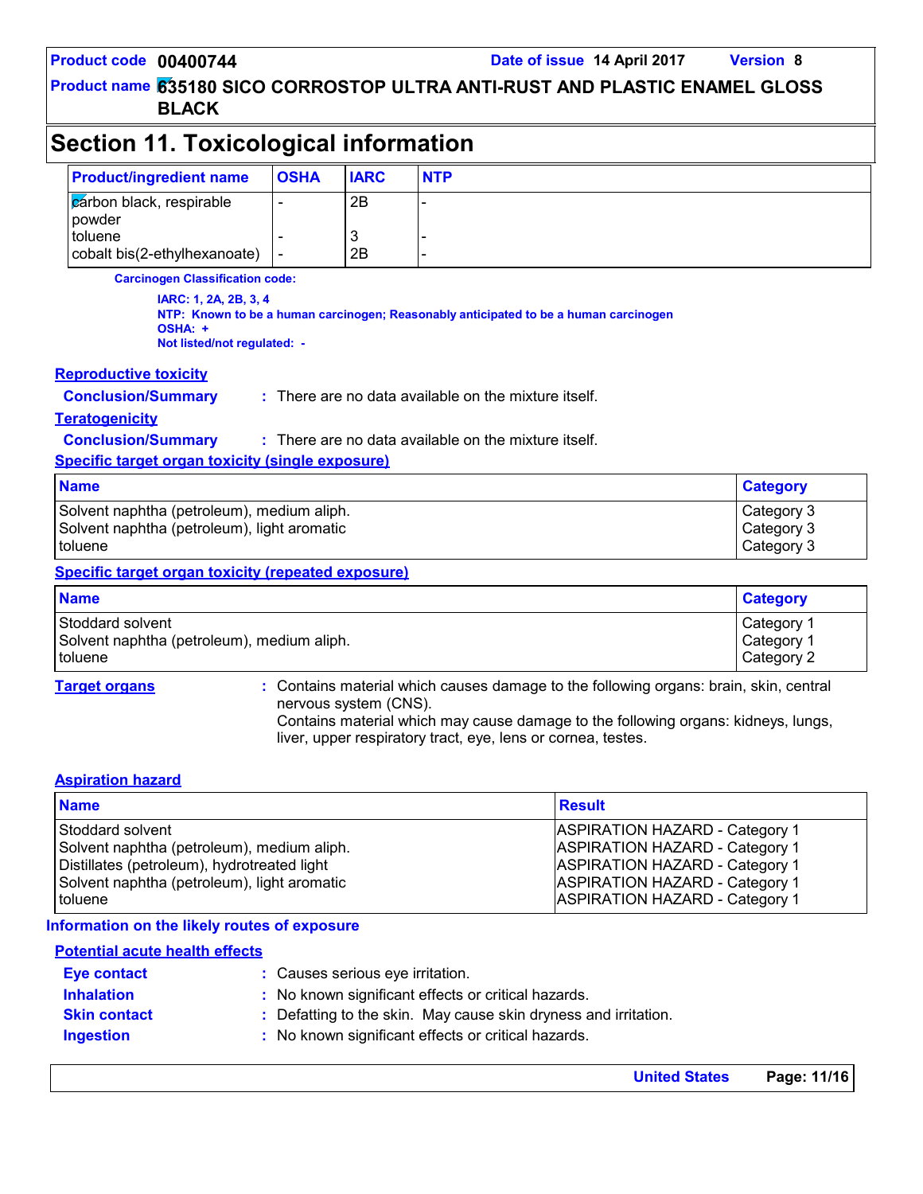## Section 11. Toxicological information

| Product/ingredient name | OSHA | IARC | NTP |
|---|---|---|---|
| carbon black, respirable powder | - | 2B | - |
| toluene | - | 3 | - |
| cobalt bis(2-ethylhexanoate) | - | 2B | - |

**Carcinogen Classification code:**

**IARC: 1, 2A, 2B, 3, 4**
**NTP: Known to be a human carcinogen; Reasonably anticipated to be a human carcinogen**
**OSHA: +**
**Not listed/not regulated: -**

### Reproductive toxicity

**Conclusion/Summary** : There are no data available on the mixture itself.

### Teratogenicity

**Conclusion/Summary** : There are no data available on the mixture itself.

### Specific target organ toxicity (single exposure)

| Name | Category |
|---|---|
| Solvent naphtha (petroleum), medium aliph. | Category 3 |
| Solvent naphtha (petroleum), light aromatic | Category 3 |
| toluene | Category 3 |

### Specific target organ toxicity (repeated exposure)

| Name | Category |
|---|---|
| Stoddard solvent | Category 1 |
| Solvent naphtha (petroleum), medium aliph. | Category 1 |
| toluene | Category 2 |

**Target organs** : Contains material which causes damage to the following organs: brain, skin, central nervous system (CNS).
Contains material which may cause damage to the following organs: kidneys, lungs, liver, upper respiratory tract, eye, lens or cornea, testes.

### Aspiration hazard

| Name | Result |
|---|---|
| Stoddard solvent | ASPIRATION HAZARD - Category 1 |
| Solvent naphtha (petroleum), medium aliph. | ASPIRATION HAZARD - Category 1 |
| Distillates (petroleum), hydrotreated light | ASPIRATION HAZARD - Category 1 |
| Solvent naphtha (petroleum), light aromatic | ASPIRATION HAZARD - Category 1 |
| toluene | ASPIRATION HAZARD - Category 1 |

**Information on the likely routes of exposure**

### Potential acute health effects

**Eye contact** : Causes serious eye irritation.
**Inhalation** : No known significant effects or critical hazards.
**Skin contact** : Defatting to the skin. May cause skin dryness and irritation.
**Ingestion** : No known significant effects or critical hazards.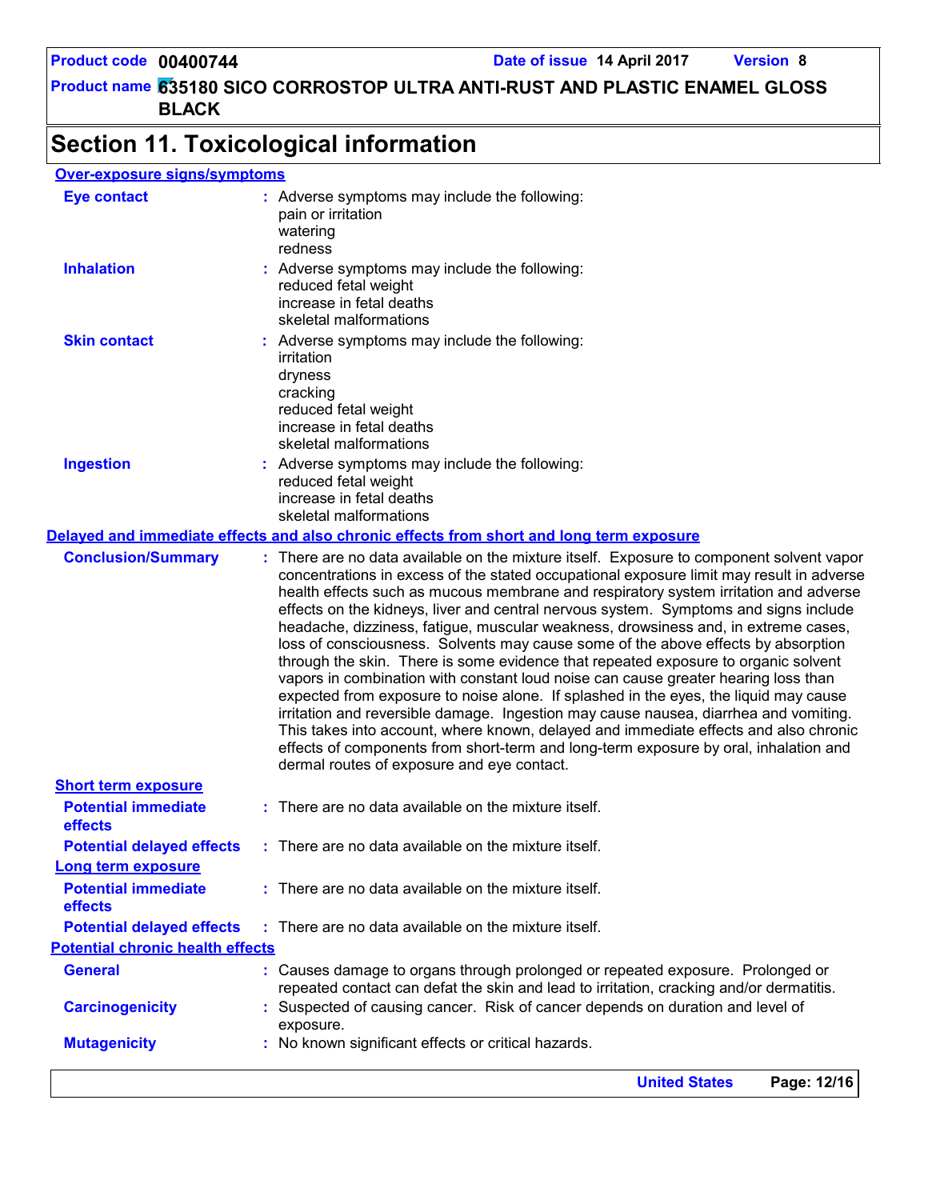## Section 11. Toxicological information

**Over-exposure signs/symptoms**

**Eye contact** : Adverse symptoms may include the following:
pain or irritation
watering
redness

**Inhalation** : Adverse symptoms may include the following:
reduced fetal weight
increase in fetal deaths
skeletal malformations

**Skin contact** : Adverse symptoms may include the following:
irritation
dryness
cracking
reduced fetal weight
increase in fetal deaths
skeletal malformations

**Ingestion** : Adverse symptoms may include the following:
reduced fetal weight
increase in fetal deaths
skeletal malformations

**Delayed and immediate effects and also chronic effects from short and long term exposure**

**Conclusion/Summary** : There are no data available on the mixture itself. Exposure to component solvent vapor concentrations in excess of the stated occupational exposure limit may result in adverse health effects such as mucous membrane and respiratory system irritation and adverse effects on the kidneys, liver and central nervous system. Symptoms and signs include headache, dizziness, fatigue, muscular weakness, drowsiness and, in extreme cases, loss of consciousness. Solvents may cause some of the above effects by absorption through the skin. There is some evidence that repeated exposure to organic solvent vapors in combination with constant loud noise can cause greater hearing loss than expected from exposure to noise alone. If splashed in the eyes, the liquid may cause irritation and reversible damage. Ingestion may cause nausea, diarrhea and vomiting. This takes into account, where known, delayed and immediate effects and also chronic effects of components from short-term and long-term exposure by oral, inhalation and dermal routes of exposure and eye contact.

**Short term exposure**

**Potential immediate effects** : There are no data available on the mixture itself.

**Potential delayed effects** : There are no data available on the mixture itself.

**Long term exposure**

**Potential immediate effects** : There are no data available on the mixture itself.

**Potential delayed effects** : There are no data available on the mixture itself.

**Potential chronic health effects**

**General** : Causes damage to organs through prolonged or repeated exposure. Prolonged or repeated contact can defat the skin and lead to irritation, cracking and/or dermatitis.

**Carcinogenicity** : Suspected of causing cancer. Risk of cancer depends on duration and level of exposure.

**Mutagenicity** : No known significant effects or critical hazards.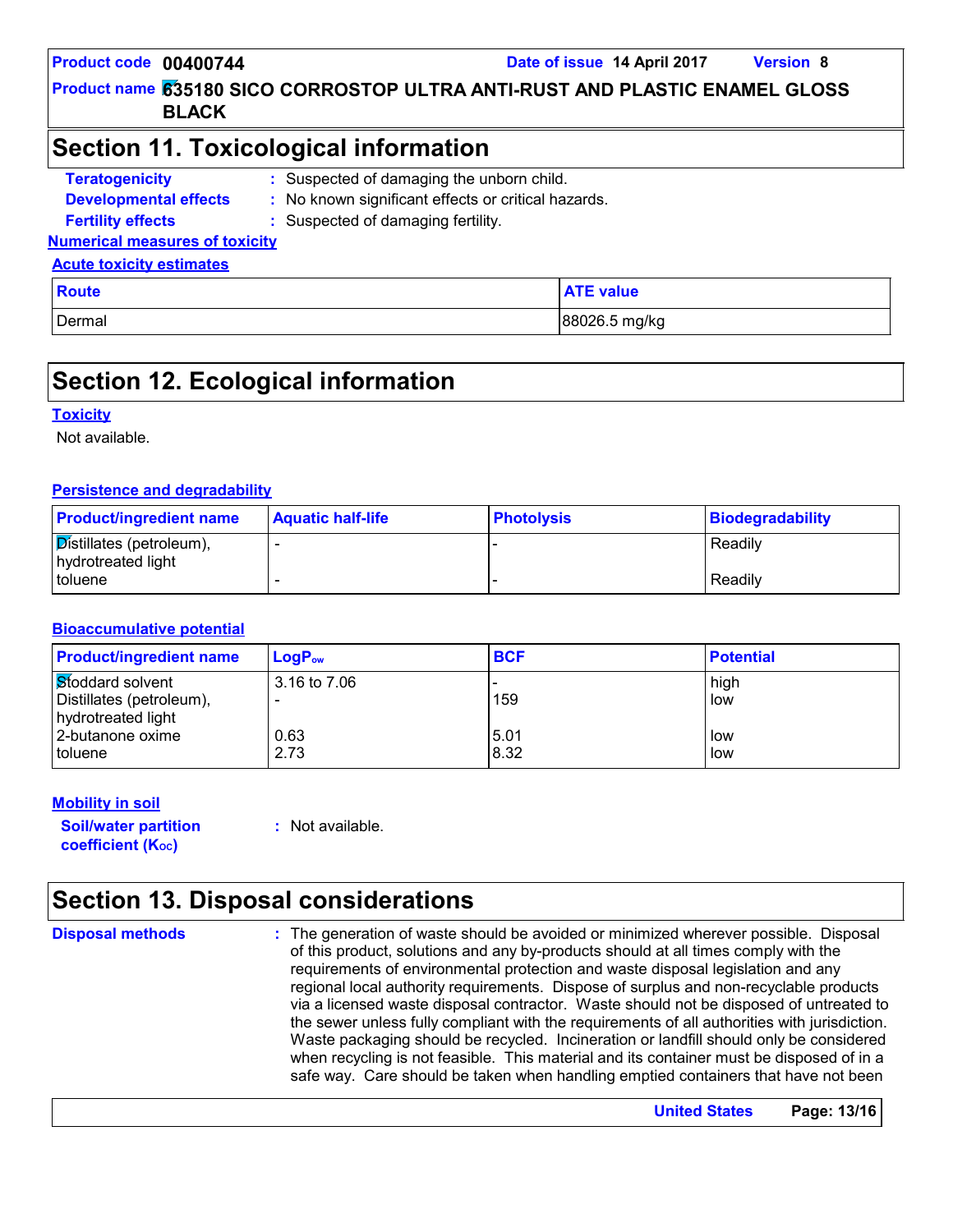## Section 11. Toxicological information

**Teratogenicity** : Suspected of damaging the unborn child.

**Developmental effects** : No known significant effects or critical hazards.

**Fertility effects** : Suspected of damaging fertility.

**Numerical measures of toxicity**

**Acute toxicity estimates**

| Route | ATE value |
|---|---|
| Dermal | 88026.5 mg/kg |

## Section 12. Ecological information

**Toxicity**

Not available.

**Persistence and degradability**

| Product/ingredient name | Aquatic half-life | Photolysis | Biodegradability |
|---|---|---|---|
| Distillates (petroleum), hydrotreated light | - | - | Readily |
| toluene | - | - | Readily |

**Bioaccumulative potential**

| Product/ingredient name | $LogP_{ow}$ | BCF | Potential |
|---|---|---|---|
| Stoddard solvent | 3.16 to 7.06 | - | high |
| Distillates (petroleum), hydrotreated light | - | 159 | low |
| 2-butanone oxime | 0.63 | 5.01 | low |
| toluene | 2.73 | 8.32 | low |

**Mobility in soil**

**Soil/water partition coefficient ($K_{OC}$)** : Not available.

## Section 13. Disposal considerations

**Disposal methods** : The generation of waste should be avoided or minimized wherever possible. Disposal of this product, solutions and any by-products should at all times comply with the requirements of environmental protection and waste disposal legislation and any regional local authority requirements. Dispose of surplus and non-recyclable products via a licensed waste disposal contractor. Waste should not be disposed of untreated to the sewer unless fully compliant with the requirements of all authorities with jurisdiction. Waste packaging should be recycled. Incineration or landfill should only be considered when recycling is not feasible. This material and its container must be disposed of in a safe way. Care should be taken when handling emptied containers that have not been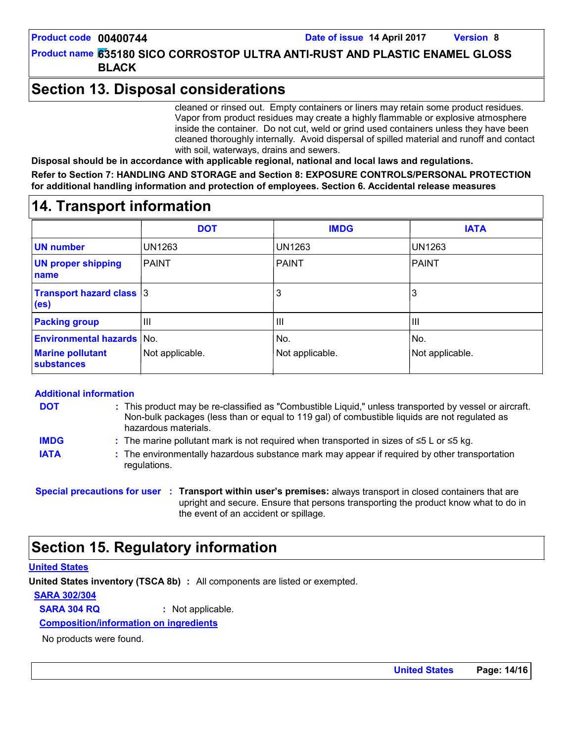## Section 13. Disposal considerations

cleaned or rinsed out. Empty containers or liners may retain some product residues. Vapor from product residues may create a highly flammable or explosive atmosphere inside the container. Do not cut, weld or grind used containers unless they have been cleaned thoroughly internally. Avoid dispersal of spilled material and runoff and contact with soil, waterways, drains and sewers.

**Disposal should be in accordance with applicable regional, national and local laws and regulations.**

**Refer to Section 7: HANDLING AND STORAGE and Section 8: EXPOSURE CONTROLS/PERSONAL PROTECTION for additional handling information and protection of employees. Section 6. Accidental release measures**

## 14. Transport information

| | DOT | IMDG | IATA |
|---|---|---|---|
| UN number | UN1263 | UN1263 | UN1263 |
| UN proper shipping name | PAINT | PAINT | PAINT |
| Transport hazard class (es) | 3 | 3 | 3 |
| Packing group | III | III | III |
| Environmental hazards | No. | No. | No. |
| Marine pollutant substances | Not applicable. | Not applicable. | Not applicable. |

**Additional information**

**DOT** : This product may be re-classified as "Combustible Liquid," unless transported by vessel or aircraft. Non-bulk packages (less than or equal to 119 gal) of combustible liquids are not regulated as hazardous materials.

**IMDG** : The marine pollutant mark is not required when transported in sizes of ≤5 L or ≤5 kg.

**IATA** : The environmentally hazardous substance mark may appear if required by other transportation regulations.

**Special precautions for user** : **Transport within user's premises:** always transport in closed containers that are upright and secure. Ensure that persons transporting the product know what to do in the event of an accident or spillage.

## Section 15. Regulatory information

**United States**

**United States inventory (TSCA 8b)** : All components are listed or exempted.

**SARA 302/304**

**SARA 304 RQ** : Not applicable.

**Composition/information on ingredients**

No products were found.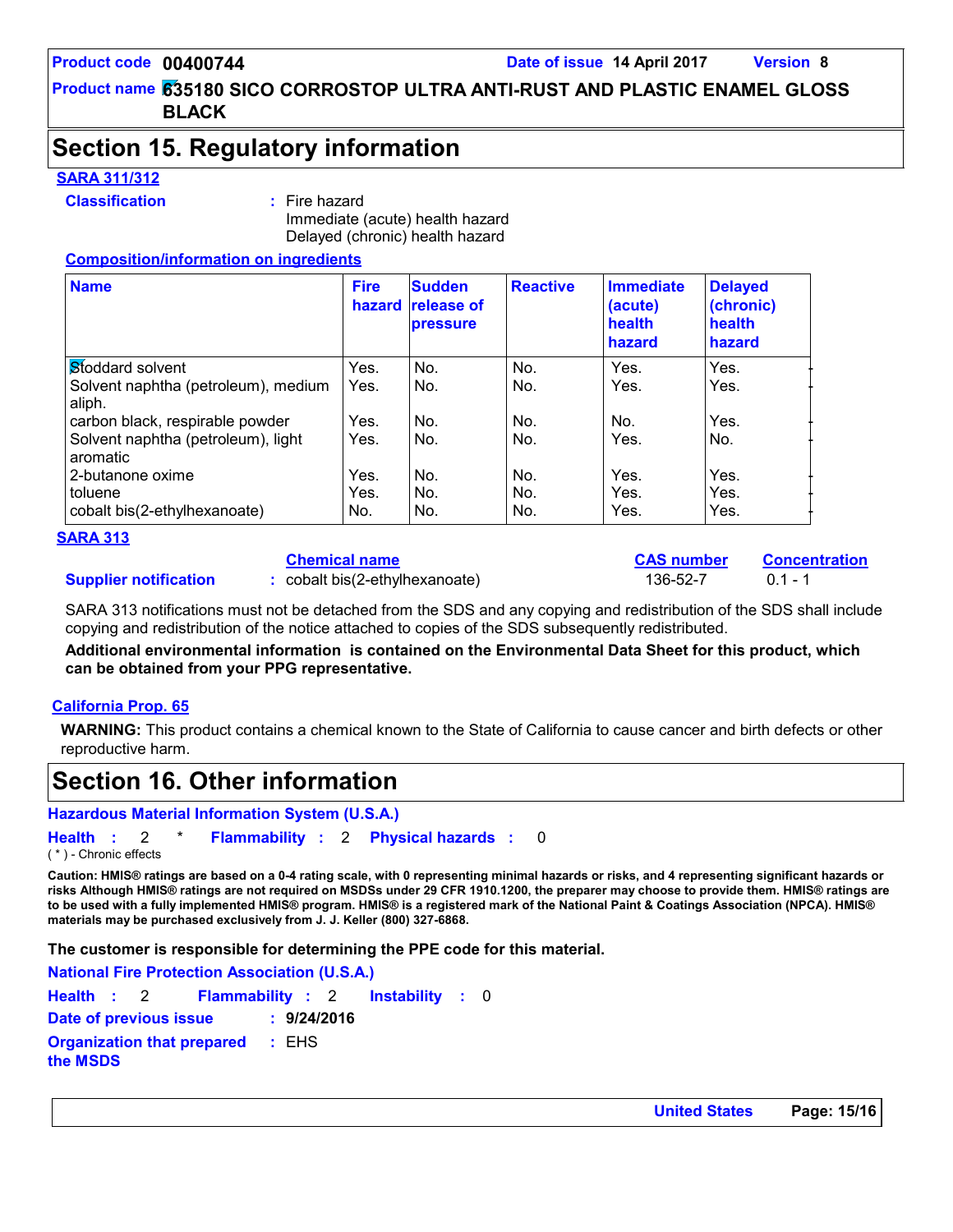## Section 15. Regulatory information

**SARA 311/312**

**Classification** : Fire hazard
Immediate (acute) health hazard
Delayed (chronic) health hazard

**Composition/information on ingredients**

| Name | Fire hazard | Sudden release of pressure | Reactive | Immediate (acute) health hazard | Delayed (chronic) health hazard |
|---|---|---|---|---|---|
| Stoddard solvent | Yes. | No. | No. | Yes. | Yes. |
| Solvent naphtha (petroleum), medium aliph. | Yes. | No. | No. | Yes. | Yes. |
| carbon black, respirable powder | Yes. | No. | No. | No. | Yes. |
| Solvent naphtha (petroleum), light aromatic | Yes. | No. | No. | Yes. | No. |
| 2-butanone oxime | Yes. | No. | No. | Yes. | Yes. |
| toluene | Yes. | No. | No. | Yes. | Yes. |
| cobalt bis(2-ethylhexanoate) | No. | No. | No. | Yes. | Yes. |

**SARA 313**

| | Chemical name | CAS number | Concentration |
|---|---|---|---|
| **Supplier notification** | cobalt bis(2-ethylhexanoate) | 136-52-7 | 0.1 - 1 |

SARA 313 notifications must not be detached from the SDS and any copying and redistribution of the SDS shall include copying and redistribution of the notice attached to copies of the SDS subsequently redistributed.

**Additional environmental information is contained on the Environmental Data Sheet for this product, which can be obtained from your PPG representative.**

**California Prop. 65**

**WARNING:** This product contains a chemical known to the State of California to cause cancer and birth defects or other reproductive harm.

## Section 16. Other information

**Hazardous Material Information System (U.S.A.)**

**Health** : 2 * **Flammability** : 2 **Physical hazards** : 0

( * ) - Chronic effects

**Caution: HMIS® ratings are based on a 0-4 rating scale, with 0 representing minimal hazards or risks, and 4 representing significant hazards or risks Although HMIS® ratings are not required on MSDSs under 29 CFR 1910.1200, the preparer may choose to provide them. HMIS® ratings are to be used with a fully implemented HMIS® program. HMIS® is a registered mark of the National Paint & Coatings Association (NPCA). HMIS® materials may be purchased exclusively from J. J. Keller (800) 327-6868.**

**The customer is responsible for determining the PPE code for this material.**

**National Fire Protection Association (U.S.A.)**

**Health** : 2 **Flammability** : 2 **Instability** : 0

**Date of previous issue** : **9/24/2016**

**Organization that prepared the MSDS** : EHS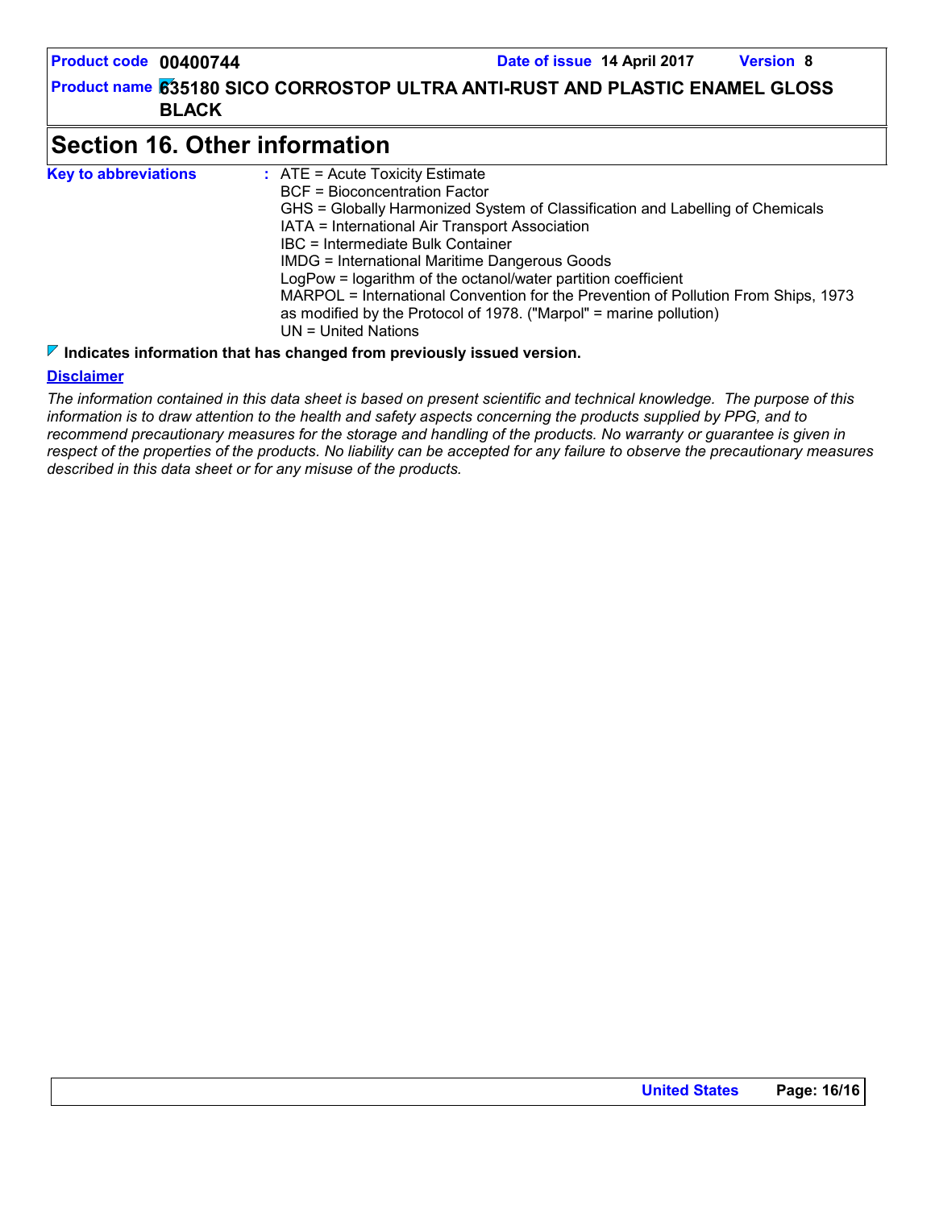# Section 16. Other information

**Key to abbreviations** : ATE = Acute Toxicity Estimate
BCF = Bioconcentration Factor
GHS = Globally Harmonized System of Classification and Labelling of Chemicals
IATA = International Air Transport Association
IBC = Intermediate Bulk Container
IMDG = International Maritime Dangerous Goods
LogPow = logarithm of the octanol/water partition coefficient
MARPOL = International Convention for the Prevention of Pollution From Ships, 1973 as modified by the Protocol of 1978. ("Marpol" = marine pollution)
UN = United Nations

**Indicates information that has changed from previously issued version.**

**Disclaimer**

*The information contained in this data sheet is based on present scientific and technical knowledge. The purpose of this information is to draw attention to the health and safety aspects concerning the products supplied by PPG, and to recommend precautionary measures for the storage and handling of the products. No warranty or guarantee is given in respect of the properties of the products. No liability can be accepted for any failure to observe the precautionary measures described in this data sheet or for any misuse of the products.*